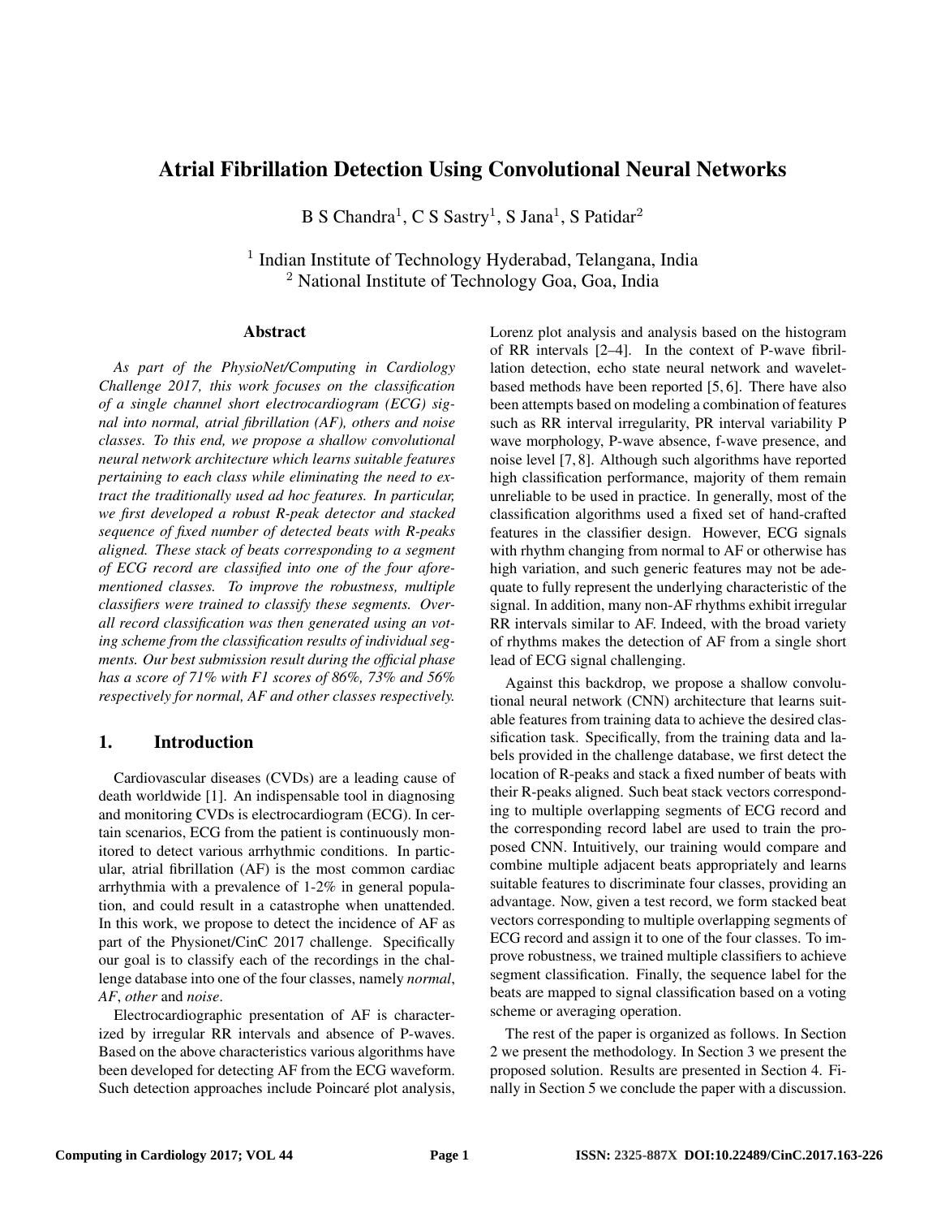# Atrial Fibrillation Detection Using Convolutional Neural Networks

B S Chandra[1], C S Sastry[1], S Jana[1], S Patidar[2]

[1] Indian Institute of Technology Hyderabad, Telangana, India
[2] National Institute of Technology Goa, Goa, India

## Abstract

*As part of the PhysioNet/Computing in Cardiology Challenge 2017, this work focuses on the classification of a single channel short electrocardiogram (ECG) signal into normal, atrial fibrillation (AF), others and noise classes. To this end, we propose a shallow convolutional neural network architecture which learns suitable features pertaining to each class while eliminating the need to extract the traditionally used ad hoc features. In particular, we first developed a robust R-peak detector and stacked sequence of fixed number of detected beats with R-peaks aligned. These stack of beats corresponding to a segment of ECG record are classified into one of the four aforementioned classes. To improve the robustness, multiple classifiers were trained to classify these segments. Overall record classification was then generated using an voting scheme from the classification results of individual segments. Our best submission result during the official phase has a score of 71% with F1 scores of 86%, 73% and 56% respectively for normal, AF and other classes respectively.*

## 1. Introduction

Cardiovascular diseases (CVDs) are a leading cause of death worldwide [1]. An indispensable tool in diagnosing and monitoring CVDs is electrocardiogram (ECG). In certain scenarios, ECG from the patient is continuously monitored to detect various arrhythmic conditions. In particular, atrial fibrillation (AF) is the most common cardiac arrhythmia with a prevalence of 1-2% in general population, and could result in a catastrophe when unattended. In this work, we propose to detect the incidence of AF as part of the Physionet/CinC 2017 challenge. Specifically our goal is to classify each of the recordings in the challenge database into one of the four classes, namely *normal*, *AF*, *other* and *noise*.

Electrocardiographic presentation of AF is characterized by irregular RR intervals and absence of P-waves. Based on the above characteristics various algorithms have been developed for detecting AF from the ECG waveform. Such detection approaches include Poincaré plot analysis, Lorenz plot analysis and analysis based on the histogram of RR intervals [2–4]. In the context of P-wave fibrillation detection, echo state neural network and wavelet-based methods have been reported [5, 6]. There have also been attempts based on modeling a combination of features such as RR interval irregularity, PR interval variability P wave morphology, P-wave absence, f-wave presence, and noise level [7, 8]. Although such algorithms have reported high classification performance, majority of them remain unreliable to be used in practice. In generally, most of the classification algorithms used a fixed set of hand-crafted features in the classifier design. However, ECG signals with rhythm changing from normal to AF or otherwise has high variation, and such generic features may not be adequate to fully represent the underlying characteristic of the signal. In addition, many non-AF rhythms exhibit irregular RR intervals similar to AF. Indeed, with the broad variety of rhythms makes the detection of AF from a single short lead of ECG signal challenging.

Against this backdrop, we propose a shallow convolutional neural network (CNN) architecture that learns suitable features from training data to achieve the desired classification task. Specifically, from the training data and labels provided in the challenge database, we first detect the location of R-peaks and stack a fixed number of beats with their R-peaks aligned. Such beat stack vectors corresponding to multiple overlapping segments of ECG record and the corresponding record label are used to train the proposed CNN. Intuitively, our training would compare and combine multiple adjacent beats appropriately and learns suitable features to discriminate four classes, providing an advantage. Now, given a test record, we form stacked beat vectors corresponding to multiple overlapping segments of ECG record and assign it to one of the four classes. To improve robustness, we trained multiple classifiers to achieve segment classification. Finally, the sequence label for the beats are mapped to signal classification based on a voting scheme or averaging operation.

The rest of the paper is organized as follows. In Section 2 we present the methodology. In Section 3 we present the proposed solution. Results are presented in Section 4. Finally in Section 5 we conclude the paper with a discussion.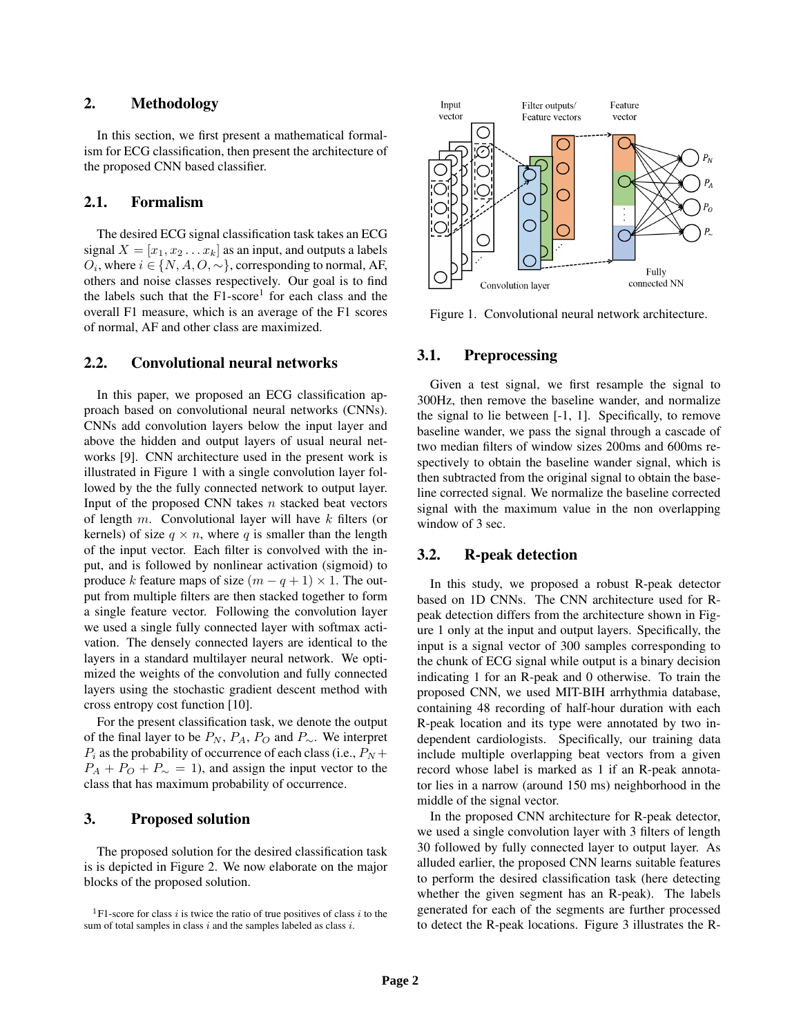## 2. Methodology

In this section, we first present a mathematical formalism for ECG classification, then present the architecture of the proposed CNN based classifier.

### 2.1. Formalism

The desired ECG signal classification task takes an ECG signal $X = [x_1, x_2 \dots x_k]$ as an input, and outputs a labels $O_i$, where $i \in \{N, A, O, \sim\}$, corresponding to normal, AF, others and noise classes respectively. Our goal is to find the labels such that the F1-score[1] for each class and the overall F1 measure, which is an average of the F1 scores of normal, AF and other class are maximized.

### 2.2. Convolutional neural networks

In this paper, we proposed an ECG classification approach based on convolutional neural networks (CNNs). CNNs add convolution layers below the input layer and above the hidden and output layers of usual neural networks [9]. CNN architecture used in the present work is illustrated in Figure 1 with a single convolution layer followed by the the fully connected network to output layer. Input of the proposed CNN takes $n$ stacked beat vectors of length $m$. Convolutional layer will have $k$ filters (or kernels) of size $q \times n$, where $q$ is smaller than the length of the input vector. Each filter is convolved with the input, and is followed by nonlinear activation (sigmoid) to produce $k$ feature maps of size $(m - q + 1) \times 1$. The output from multiple filters are then stacked together to form a single feature vector. Following the convolution layer we used a single fully connected layer with softmax activation. The densely connected layers are identical to the layers in a standard multilayer neural network. We optimized the weights of the convolution and fully connected layers using the stochastic gradient descent method with cross entropy cost function [10].

For the present classification task, we denote the output of the final layer to be $P_N$, $P_A$, $P_O$ and $P_\sim$. We interpret $P_i$ as the probability of occurrence of each class (i.e., $P_N + P_A + P_O + P_\sim = 1$), and assign the input vector to the class that has maximum probability of occurrence.

## 3. Proposed solution

The proposed solution for the desired classification task is is depicted in Figure 2. We now elaborate on the major blocks of the proposed solution.

[1] F1-score for class $i$ is twice the ratio of true positives of class $i$ to the sum of total samples in class $i$ and the samples labeled as class $i$.

Figure 1. Convolutional neural network architecture.

### 3.1. Preprocessing

Given a test signal, we first resample the signal to 300Hz, then remove the baseline wander, and normalize the signal to lie between [-1, 1]. Specifically, to remove baseline wander, we pass the signal through a cascade of two median filters of window sizes 200ms and 600ms respectively to obtain the baseline wander signal, which is then subtracted from the original signal to obtain the baseline corrected signal. We normalize the baseline corrected signal with the maximum value in the non overlapping window of 3 sec.

### 3.2. R-peak detection

In this study, we proposed a robust R-peak detector based on 1D CNNs. The CNN architecture used for R-peak detection differs from the architecture shown in Figure 1 only at the input and output layers. Specifically, the input is a signal vector of 300 samples corresponding to the chunk of ECG signal while output is a binary decision indicating 1 for an R-peak and 0 otherwise. To train the proposed CNN, we used MIT-BIH arrhythmia database, containing 48 recording of half-hour duration with each R-peak location and its type were annotated by two independent cardiologists. Specifically, our training data include multiple overlapping beat vectors from a given record whose label is marked as 1 if an R-peak annotator lies in a narrow (around 150 ms) neighborhood in the middle of the signal vector.

In the proposed CNN architecture for R-peak detector, we used a single convolution layer with 3 filters of length 30 followed by fully connected layer to output layer. As alluded earlier, the proposed CNN learns suitable features to perform the desired classification task (here detecting whether the given segment has an R-peak). The labels generated for each of the segments are further processed to detect the R-peak locations. Figure 3 illustrates the R-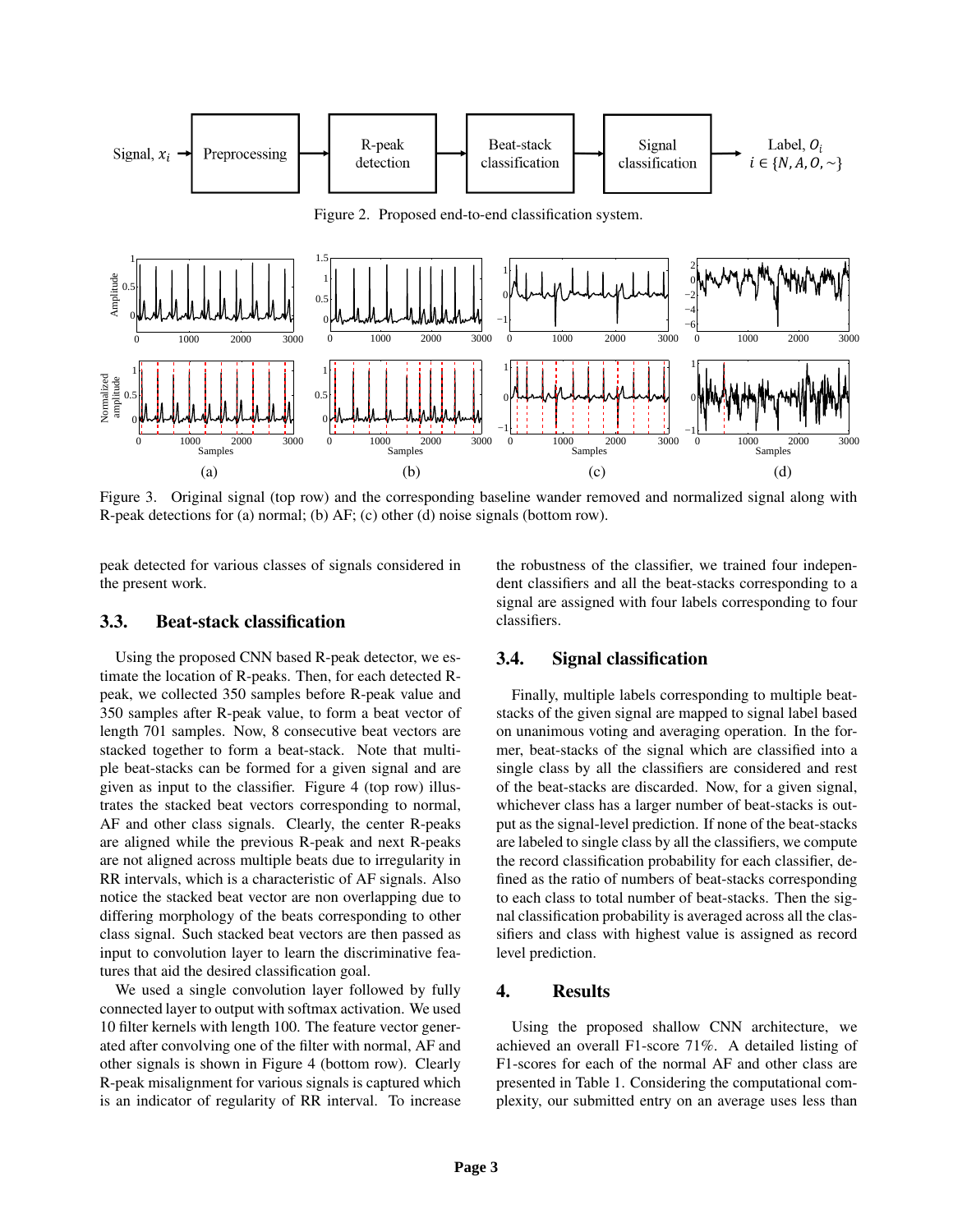Signal, $x_i$ → Preprocessing → R-peak detection → Beat-stack classification → Signal classification → Label, $O_i$ $i \in \{N, A, O, \sim\}$

Figure 2. Proposed end-to-end classification system.

Amplitude
Normalized amplitude
Samples
(a) (b) (c) (d)

Figure 3. Original signal (top row) and the corresponding baseline wander removed and normalized signal along with R-peak detections for (a) normal; (b) AF; (c) other (d) noise signals (bottom row).

peak detected for various classes of signals considered in the present work.

## 3.3. Beat-stack classification

Using the proposed CNN based R-peak detector, we estimate the location of R-peaks. Then, for each detected R-peak, we collected 350 samples before R-peak value and 350 samples after R-peak value, to form a beat vector of length 701 samples. Now, 8 consecutive beat vectors are stacked together to form a beat-stack. Note that multiple beat-stacks can be formed for a given signal and are given as input to the classifier. Figure 4 (top row) illustrates the stacked beat vectors corresponding to normal, AF and other class signals. Clearly, the center R-peaks are aligned while the previous R-peak and next R-peaks are not aligned across multiple beats due to irregularity in RR intervals, which is a characteristic of AF signals. Also notice the stacked beat vector are non overlapping due to differing morphology of the beats corresponding to other class signal. Such stacked beat vectors are then passed as input to convolution layer to learn the discriminative features that aid the desired classification goal.

We used a single convolution layer followed by fully connected layer to output with softmax activation. We used 10 filter kernels with length 100. The feature vector generated after convolving one of the filter with normal, AF and other signals is shown in Figure 4 (bottom row). Clearly R-peak misalignment for various signals is captured which is an indicator of regularity of RR interval. To increase the robustness of the classifier, we trained four independent classifiers and all the beat-stacks corresponding to a signal are assigned with four labels corresponding to four classifiers.

## 3.4. Signal classification

Finally, multiple labels corresponding to multiple beat-stacks of the given signal are mapped to signal label based on unanimous voting and averaging operation. In the former, beat-stacks of the signal which are classified into a single class by all the classifiers are considered and rest of the beat-stacks are discarded. Now, for a given signal, whichever class has a larger number of beat-stacks is output as the signal-level prediction. If none of the beat-stacks are labeled to single class by all the classifiers, we compute the record classification probability for each classifier, defined as the ratio of numbers of beat-stacks corresponding to each class to total number of beat-stacks. Then the signal classification probability is averaged across all the classifiers and class with highest value is assigned as record level prediction.

## 4. Results

Using the proposed shallow CNN architecture, we achieved an overall F1-score 71%. A detailed listing of F1-scores for each of the normal AF and other class are presented in Table 1. Considering the computational complexity, our submitted entry on an average uses less than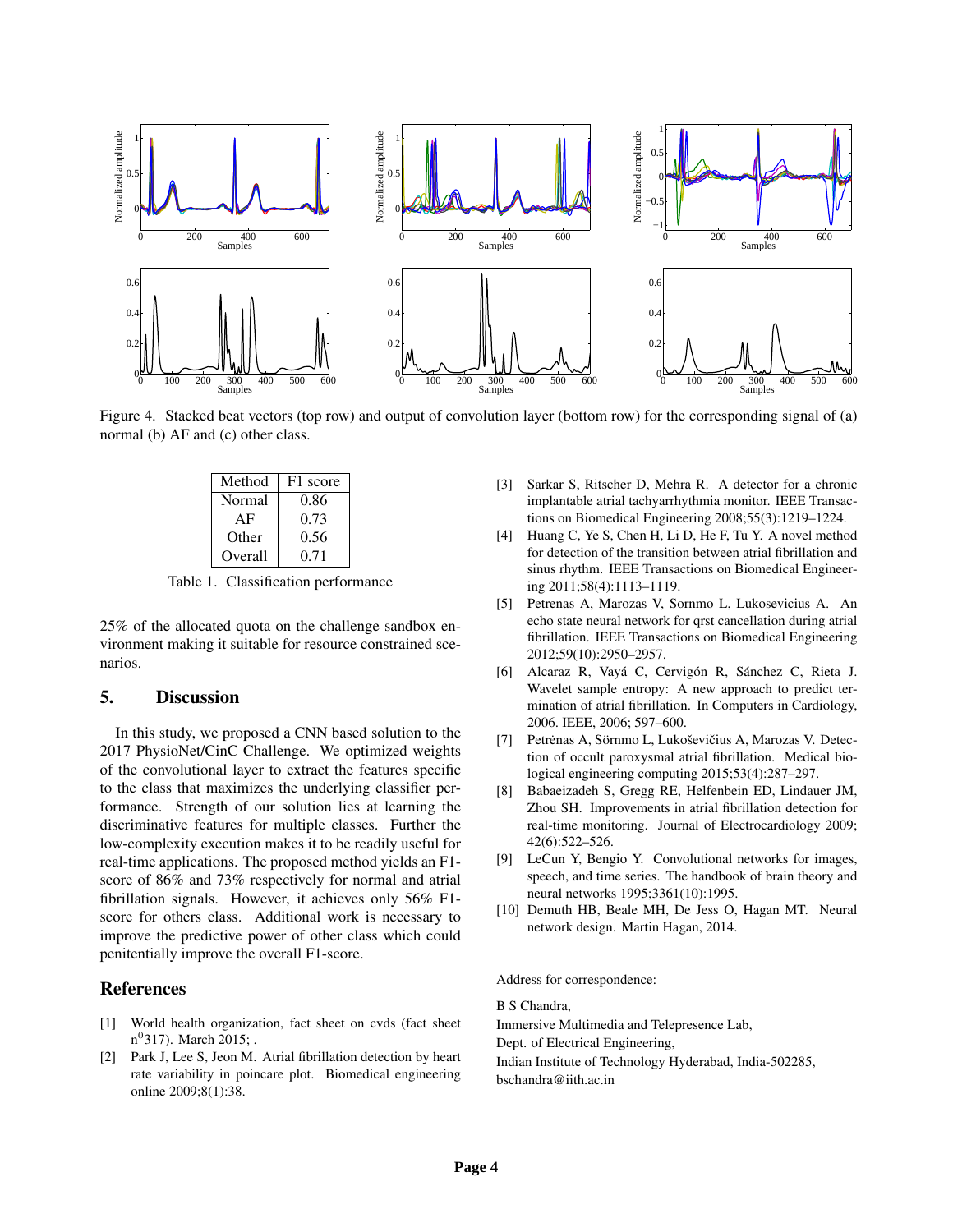Normalized amplitude
1
0.5
0
0 200 400 600
Samples

Normalized amplitude
1
0.5
0
0 200 400 600
Samples

Normalized amplitude
1
0.5
0
−0.5
−1
0 200 400 600
Samples

0.6
0.4
0.2
0
0 100 200 300 400 500 600
Samples

0.6
0.4
0.2
0
0 100 200 300 400 500 600
Samples

0.6
0.4
0.2
0
0 100 200 300 400 500 600
Samples

Figure 4. Stacked beat vectors (top row) and output of convolution layer (bottom row) for the corresponding signal of (a) normal (b) AF and (c) other class.

| Method | F1 score |
|---|---|
| Normal | 0.86 |
| AF | 0.73 |
| Other | 0.56 |
| Overall | 0.71 |

Table 1. Classification performance

25% of the allocated quota on the challenge sandbox environment making it suitable for resource constrained scenarios.

## 5. Discussion

In this study, we proposed a CNN based solution to the 2017 PhysioNet/CinC Challenge. We optimized weights of the convolutional layer to extract the features specific to the class that maximizes the underlying classifier performance. Strength of our solution lies at learning the discriminative features for multiple classes. Further the low-complexity execution makes it to be readily useful for real-time applications. The proposed method yields an F1-score of 86% and 73% respectively for normal and atrial fibrillation signals. However, it achieves only 56% F1-score for others class. Additional work is necessary to improve the predictive power of other class which could penitentially improve the overall F1-score.

## References

[1] World health organization, fact sheet on cvds (fact sheet n$^{0}$317). March 2015; .

[2] Park J, Lee S, Jeon M. Atrial fibrillation detection by heart rate variability in poincare plot. Biomedical engineering online 2009;8(1):38.

[3] Sarkar S, Ritscher D, Mehra R. A detector for a chronic implantable atrial tachyarrhythmia monitor. IEEE Transactions on Biomedical Engineering 2008;55(3):1219–1224.

[4] Huang C, Ye S, Chen H, Li D, He F, Tu Y. A novel method for detection of the transition between atrial fibrillation and sinus rhythm. IEEE Transactions on Biomedical Engineering 2011;58(4):1113–1119.

[5] Petrenas A, Marozas V, Sornmo L, Lukosevicius A. An echo state neural network for qrst cancellation during atrial fibrillation. IEEE Transactions on Biomedical Engineering 2012;59(10):2950–2957.

[6] Alcaraz R, Vayá C, Cervigón R, Sánchez C, Rieta J. Wavelet sample entropy: A new approach to predict termination of atrial fibrillation. In Computers in Cardiology, 2006. IEEE, 2006; 597–600.

[7] Petrėnas A, Sörnmo L, Lukoševičius A, Marozas V. Detection of occult paroxysmal atrial fibrillation. Medical biological engineering computing 2015;53(4):287–297.

[8] Babaeizadeh S, Gregg RE, Helfenbein ED, Lindauer JM, Zhou SH. Improvements in atrial fibrillation detection for real-time monitoring. Journal of Electrocardiology 2009; 42(6):522–526.

[9] LeCun Y, Bengio Y. Convolutional networks for images, speech, and time series. The handbook of brain theory and neural networks 1995;3361(10):1995.

[10] Demuth HB, Beale MH, De Jess O, Hagan MT. Neural network design. Martin Hagan, 2014.

Address for correspondence:

B S Chandra,
Immersive Multimedia and Telepresence Lab,
Dept. of Electrical Engineering,
Indian Institute of Technology Hyderabad, India-502285,
bschandra@iith.ac.in